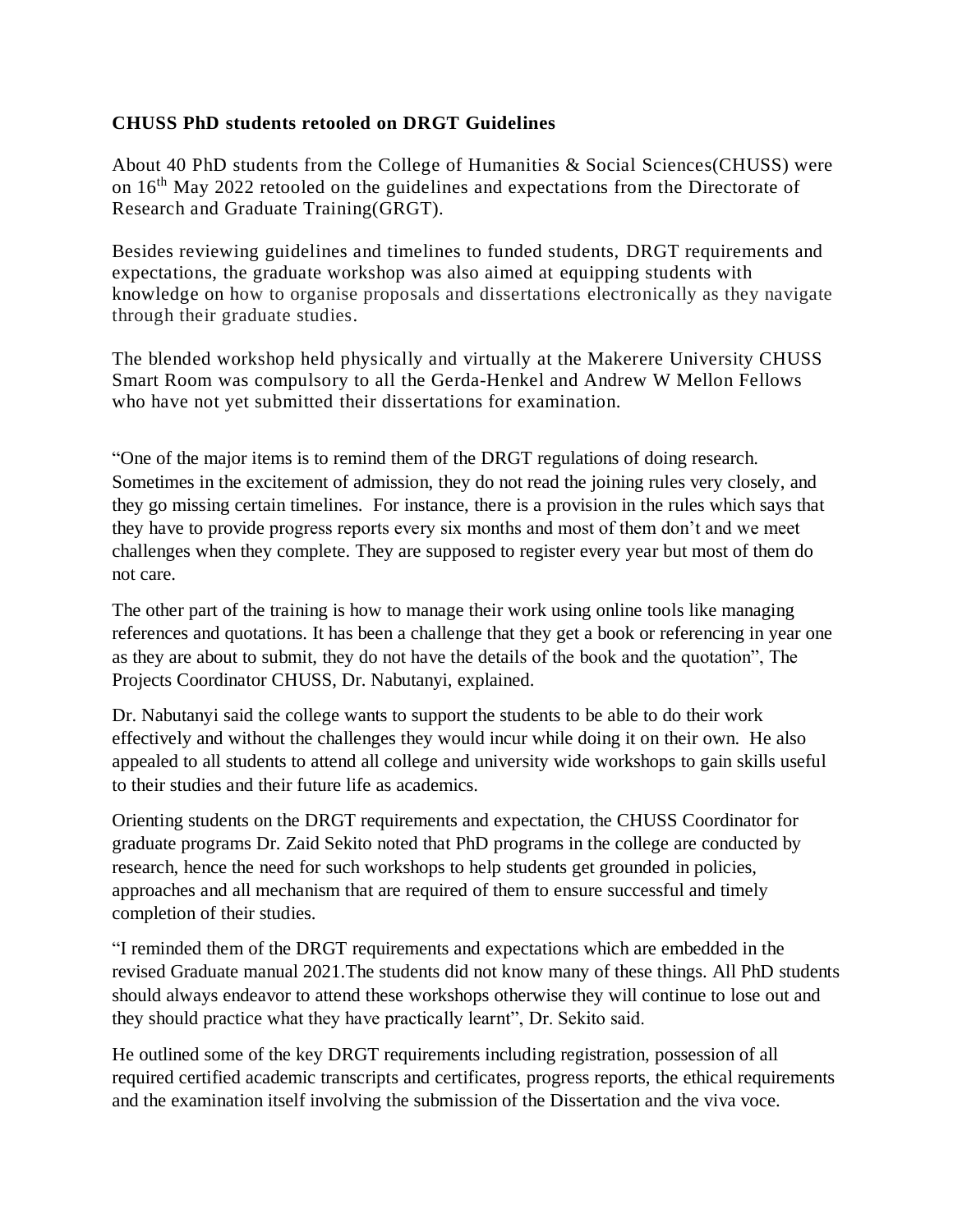**CHUSS PhD students retooled on DRGT Guidelines**

About 40 PhD students from the College of Humanities & Social Sciences(CHUSS) were on 16th May 2022 retooled on the guidelines and expectations from the Directorate of Research and Graduate Training(GRGT).

Besides reviewing guidelines and timelines to funded students, DRGT requirements and expectations, the graduate workshop was also aimed at equipping students with knowledge on how to organise proposals and dissertations electronically as they navigate through their graduate studies.

The blended workshop held physically and virtually at the Makerere University CHUSS Smart Room was compulsory to all the Gerda-Henkel and Andrew W Mellon Fellows who have not yet submitted their dissertations for examination.

"One of the major items is to remind them of the DRGT regulations of doing research. Sometimes in the excitement of admission, they do not read the joining rules very closely, and they go missing certain timelines. For instance, there is a provision in the rules which says that they have to provide progress reports every six months and most of them don't and we meet challenges when they complete. They are supposed to register every year but most of them do not care.

The other part of the training is how to manage their work using online tools like managing references and quotations. It has been a challenge that they get a book or referencing in year one as they are about to submit, they do not have the details of the book and the quotation", The Projects Coordinator CHUSS, Dr. Nabutanyi, explained.

Dr. Nabutanyi said the college wants to support the students to be able to do their work effectively and without the challenges they would incur while doing it on their own. He also appealed to all students to attend all college and university wide workshops to gain skills useful to their studies and their future life as academics.

Orienting students on the DRGT requirements and expectation, the CHUSS Coordinator for graduate programs Dr. Zaid Sekito noted that PhD programs in the college are conducted by research, hence the need for such workshops to help students get grounded in policies, approaches and all mechanism that are required of them to ensure successful and timely completion of their studies.

"I reminded them of the DRGT requirements and expectations which are embedded in the revised Graduate manual 2021.The students did not know many of these things. All PhD students should always endeavor to attend these workshops otherwise they will continue to lose out and they should practice what they have practically learnt", Dr. Sekito said.

He outlined some of the key DRGT requirements including registration, possession of all required certified academic transcripts and certificates, progress reports, the ethical requirements and the examination itself involving the submission of the Dissertation and the viva voce.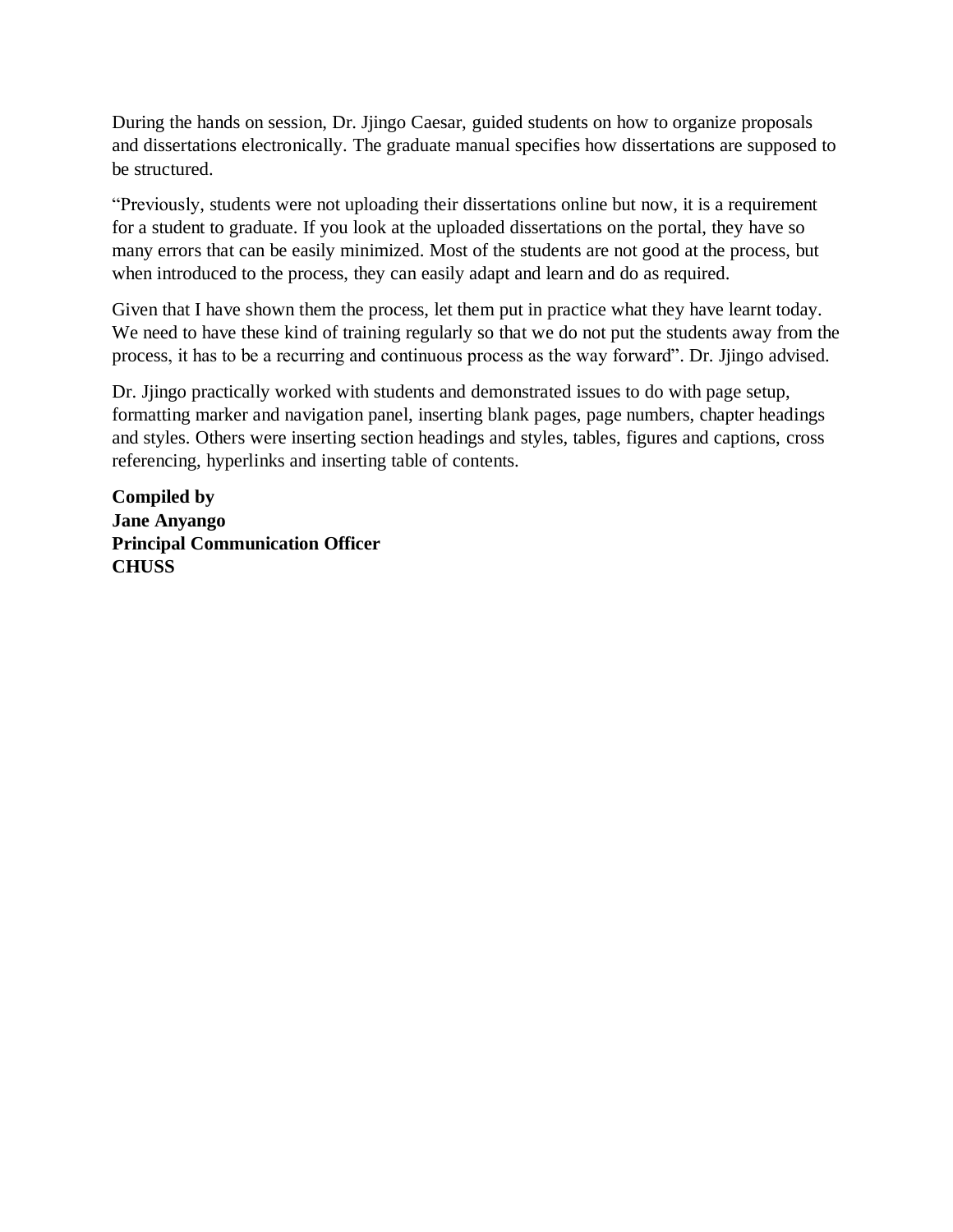During the hands on session, Dr. Jjingo Caesar, guided students on how to organize proposals and dissertations electronically. The graduate manual specifies how dissertations are supposed to be structured.

“Previously, students were not uploading their dissertations online but now, it is a requirement for a student to graduate. If you look at the uploaded dissertations on the portal, they have so many errors that can be easily minimized. Most of the students are not good at the process, but when introduced to the process, they can easily adapt and learn and do as required.

Given that I have shown them the process, let them put in practice what they have learnt today. We need to have these kind of training regularly so that we do not put the students away from the process, it has to be a recurring and continuous process as the way forward”. Dr. Jjingo advised.

Dr. Jjingo practically worked with students and demonstrated issues to do with page setup, formatting marker and navigation panel, inserting blank pages, page numbers, chapter headings and styles. Others were inserting section headings and styles, tables, figures and captions, cross referencing, hyperlinks and inserting table of contents.

**Compiled by**
**Jane Anyango**
**Principal Communication Officer**
**CHUSS**